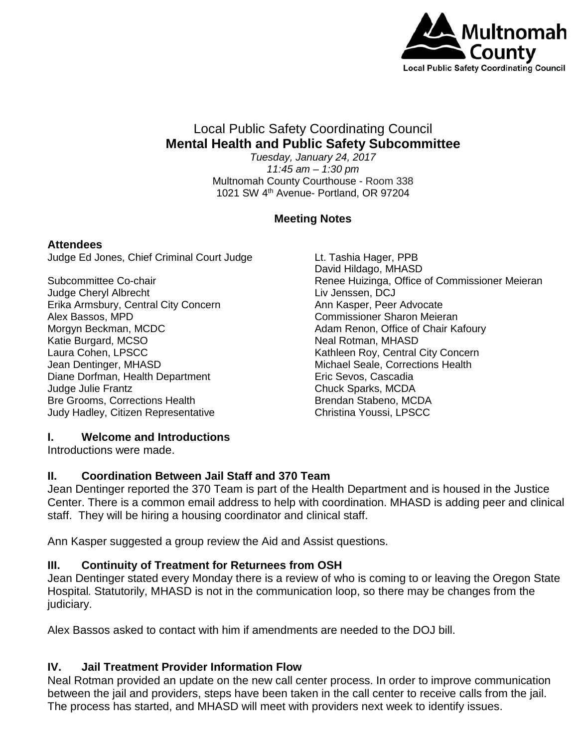Multnomah County
Local Public Safety Coordinating Council

# Local Public Safety Coordinating Council
## Mental Health and Public Safety Subcommittee

*Tuesday, January 24, 2017*
*11:45 am – 1:30 pm*
Multnomah County Courthouse - Room 338
1021 SW 4th Avenue- Portland, OR 97204

**Meeting Notes**

### Attendees

Judge Ed Jones, Chief Criminal Court Judge

Subcommittee Co-chair
Judge Cheryl Albrecht
Erika Armsbury, Central City Concern
Alex Bassos, MPD
Morgyn Beckman, MCDC
Katie Burgard, MCSO
Laura Cohen, LPSCC
Jean Dentinger, MHASD
Diane Dorfman, Health Department
Judge Julie Frantz
Bre Grooms, Corrections Health
Judy Hadley, Citizen Representative
Lt. Tashia Hager, PPB
David Hildago, MHASD
Renee Huizinga, Office of Commissioner Meieran
Liv Jenssen, DCJ
Ann Kasper, Peer Advocate
Commissioner Sharon Meieran
Adam Renon, Office of Chair Kafoury
Neal Rotman, MHASD
Kathleen Roy, Central City Concern
Michael Seale, Corrections Health
Eric Sevos, Cascadia
Chuck Sparks, MCDA
Brendan Stabeno, MCDA
Christina Youssi, LPSCC

### I. Welcome and Introductions

Introductions were made.

### II. Coordination Between Jail Staff and 370 Team

Jean Dentinger reported the 370 Team is part of the Health Department and is housed in the Justice Center. There is a common email address to help with coordination. MHASD is adding peer and clinical staff. They will be hiring a housing coordinator and clinical staff.

Ann Kasper suggested a group review the Aid and Assist questions.

### III. Continuity of Treatment for Returnees from OSH

Jean Dentinger stated every Monday there is a review of who is coming to or leaving the Oregon State Hospital. Statutorily, MHASD is not in the communication loop, so there may be changes from the judiciary.

Alex Bassos asked to contact with him if amendments are needed to the DOJ bill.

### IV. Jail Treatment Provider Information Flow

Neal Rotman provided an update on the new call center process. In order to improve communication between the jail and providers, steps have been taken in the call center to receive calls from the jail. The process has started, and MHASD will meet with providers next week to identify issues.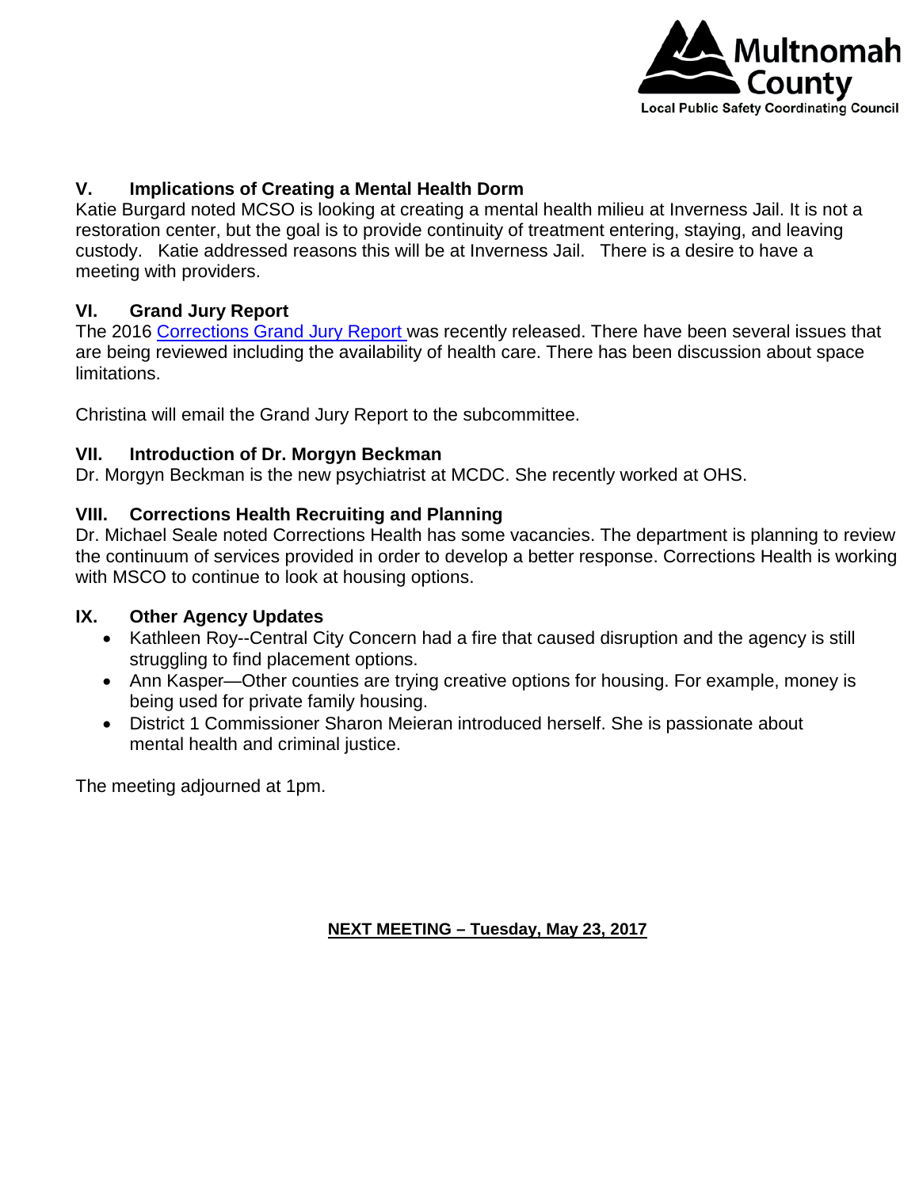### V. Implications of Creating a Mental Health Dorm

Katie Burgard noted MCSO is looking at creating a mental health milieu at Inverness Jail. It is not a restoration center, but the goal is to provide continuity of treatment entering, staying, and leaving custody. Katie addressed reasons this will be at Inverness Jail. There is a desire to have a meeting with providers.

### VI. Grand Jury Report

The 2016 Corrections Grand Jury Report was recently released. There have been several issues that are being reviewed including the availability of health care. There has been discussion about space limitations.

Christina will email the Grand Jury Report to the subcommittee.

### VII. Introduction of Dr. Morgyn Beckman

Dr. Morgyn Beckman is the new psychiatrist at MCDC. She recently worked at OHS.

### VIII. Corrections Health Recruiting and Planning

Dr. Michael Seale noted Corrections Health has some vacancies. The department is planning to review the continuum of services provided in order to develop a better response. Corrections Health is working with MSCO to continue to look at housing options.

### IX. Other Agency Updates

- Kathleen Roy--Central City Concern had a fire that caused disruption and the agency is still struggling to find placement options.
- Ann Kasper—Other counties are trying creative options for housing. For example, money is being used for private family housing.
- District 1 Commissioner Sharon Meieran introduced herself. She is passionate about mental health and criminal justice.

The meeting adjourned at 1pm.

**NEXT MEETING – Tuesday, May 23, 2017**